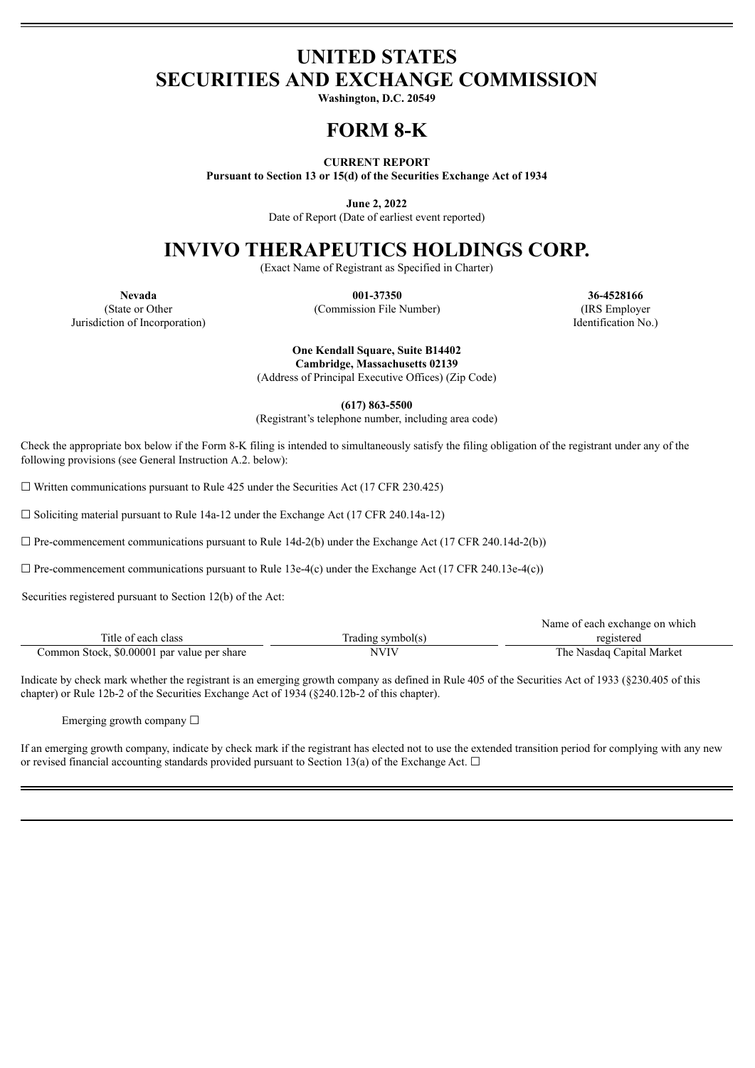# UNITED STATES
# SECURITIES AND EXCHANGE COMMISSION

**Washington, D.C. 20549**

# FORM 8-K

**CURRENT REPORT**
**Pursuant to Section 13 or 15(d) of the Securities Exchange Act of 1934**

**June 2, 2022**
Date of Report (Date of earliest event reported)

# INVIVO THERAPEUTICS HOLDINGS CORP.

(Exact Name of Registrant as Specified in Charter)

| **Nevada** | **001-37350** | **36-4528166** |
|---|---|---|
| (State or Other Jurisdiction of Incorporation) | (Commission File Number) | (IRS Employer Identification No.) |

**One Kendall Square, Suite B14402**
**Cambridge, Massachusetts 02139**
(Address of Principal Executive Offices) (Zip Code)

**(617) 863-5500**
(Registrant's telephone number, including area code)

Check the appropriate box below if the Form 8-K filing is intended to simultaneously satisfy the filing obligation of the registrant under any of the following provisions (see General Instruction A.2. below):

☐ Written communications pursuant to Rule 425 under the Securities Act (17 CFR 230.425)

☐ Soliciting material pursuant to Rule 14a-12 under the Exchange Act (17 CFR 240.14a-12)

☐ Pre-commencement communications pursuant to Rule 14d-2(b) under the Exchange Act (17 CFR 240.14d-2(b))

☐ Pre-commencement communications pursuant to Rule 13e-4(c) under the Exchange Act (17 CFR 240.13e-4(c))

Securities registered pursuant to Section 12(b) of the Act:

| Title of each class | Trading symbol(s) | Name of each exchange on which registered |
|---|---|---|
| Common Stock, $0.00001 par value per share | NVIV | The Nasdaq Capital Market |

Indicate by check mark whether the registrant is an emerging growth company as defined in Rule 405 of the Securities Act of 1933 (§230.405 of this chapter) or Rule 12b-2 of the Securities Exchange Act of 1934 (§240.12b-2 of this chapter).

Emerging growth company ☐

If an emerging growth company, indicate by check mark if the registrant has elected not to use the extended transition period for complying with any new or revised financial accounting standards provided pursuant to Section 13(a) of the Exchange Act. ☐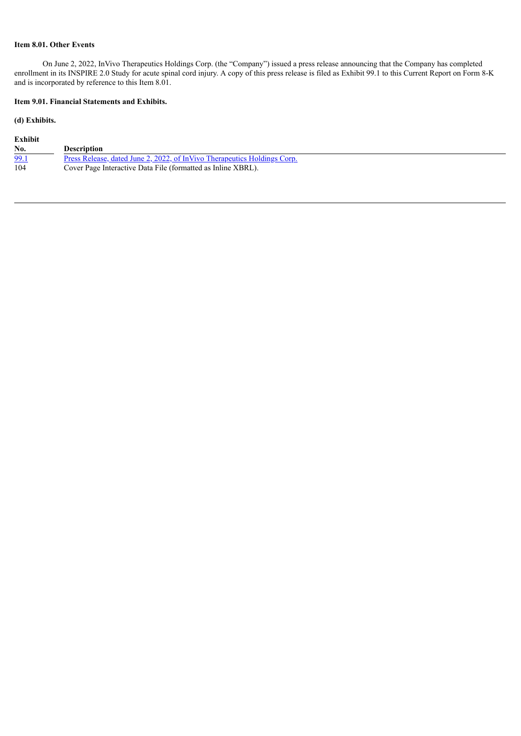**Item 8.01. Other Events**

On June 2, 2022, InVivo Therapeutics Holdings Corp. (the "Company") issued a press release announcing that the Company has completed enrollment in its INSPIRE 2.0 Study for acute spinal cord injury. A copy of this press release is filed as Exhibit 99.1 to this Current Report on Form 8-K and is incorporated by reference to this Item 8.01.

**Item 9.01. Financial Statements and Exhibits.**

**(d) Exhibits.**

| Exhibit No. | Description |
|---|---|
| 99.1 | Press Release, dated June 2, 2022, of InVivo Therapeutics Holdings Corp. |
| 104 | Cover Page Interactive Data File (formatted as Inline XBRL). |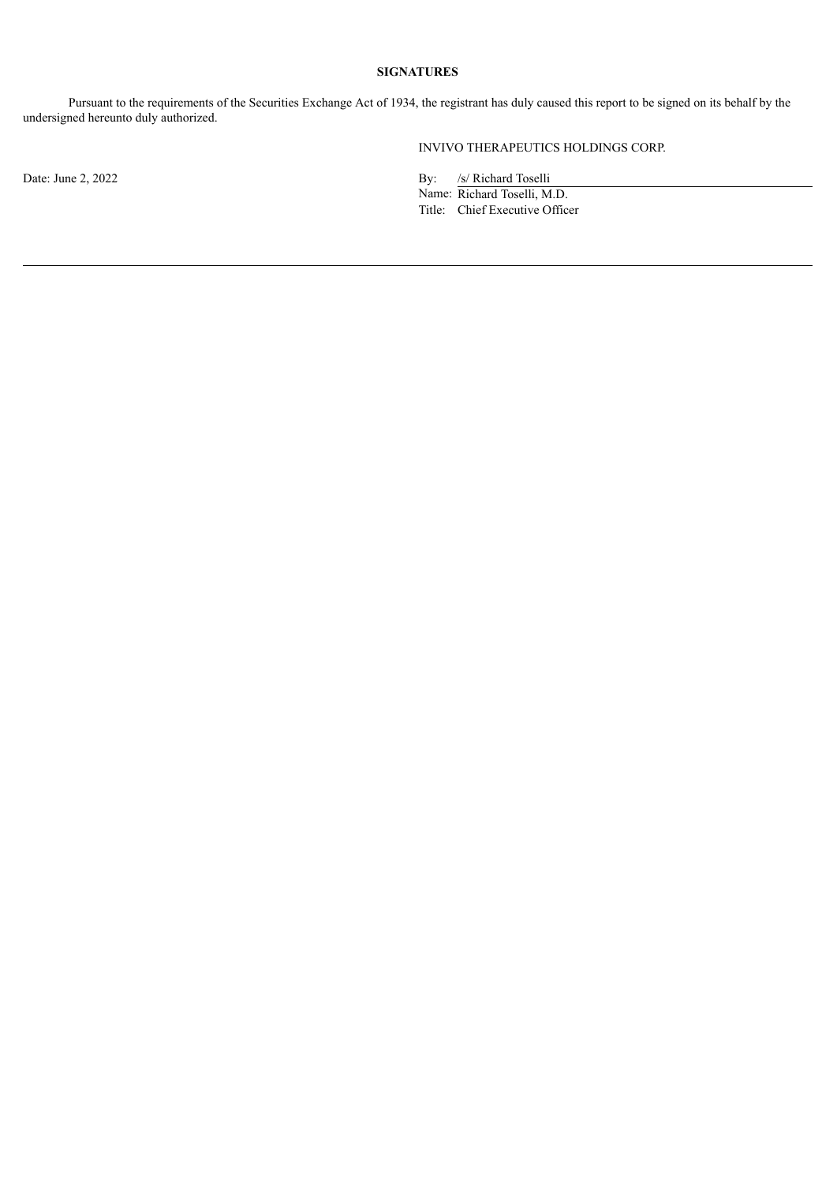**SIGNATURES**

Pursuant to the requirements of the Securities Exchange Act of 1934, the registrant has duly caused this report to be signed on its behalf by the undersigned hereunto duly authorized.

INVIVO THERAPEUTICS HOLDINGS CORP.

Date: June 2, 2022

By: /s/ Richard Toselli
Name: Richard Toselli, M.D.
Title: Chief Executive Officer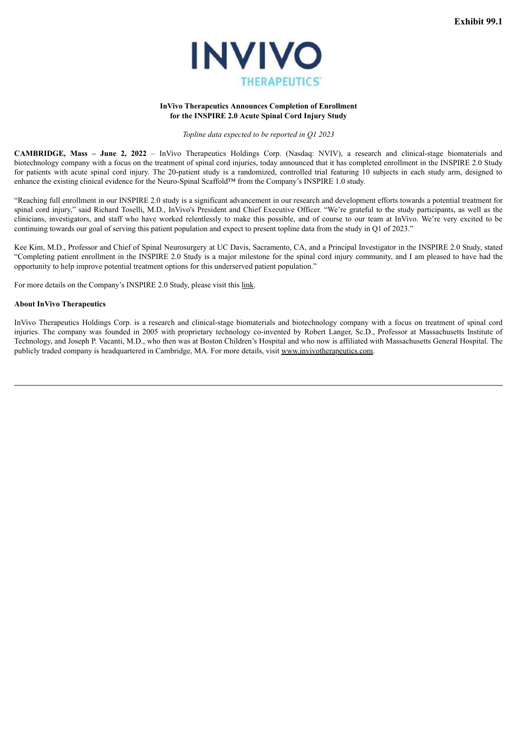**Exhibit 99.1**

**InVivo Therapeutics Announces Completion of Enrollment for the INSPIRE 2.0 Acute Spinal Cord Injury Study**

*Topline data expected to be reported in Q1 2023*

**CAMBRIDGE, Mass – June 2, 2022** – InVivo Therapeutics Holdings Corp. (Nasdaq: NVIV), a research and clinical-stage biomaterials and biotechnology company with a focus on the treatment of spinal cord injuries, today announced that it has completed enrollment in the INSPIRE 2.0 Study for patients with acute spinal cord injury. The 20-patient study is a randomized, controlled trial featuring 10 subjects in each study arm, designed to enhance the existing clinical evidence for the Neuro-Spinal Scaffold™ from the Company's INSPIRE 1.0 study.

"Reaching full enrollment in our INSPIRE 2.0 study is a significant advancement in our research and development efforts towards a potential treatment for spinal cord injury," said Richard Toselli, M.D., InVivo's President and Chief Executive Officer. "We're grateful to the study participants, as well as the clinicians, investigators, and staff who have worked relentlessly to make this possible, and of course to our team at InVivo. We're very excited to be continuing towards our goal of serving this patient population and expect to present topline data from the study in Q1 of 2023."

Kee Kim, M.D., Professor and Chief of Spinal Neurosurgery at UC Davis, Sacramento, CA, and a Principal Investigator in the INSPIRE 2.0 Study, stated "Completing patient enrollment in the INSPIRE 2.0 Study is a major milestone for the spinal cord injury community, and I am pleased to have had the opportunity to help improve potential treatment options for this underserved patient population."

For more details on the Company's INSPIRE 2.0 Study, please visit this link.

**About InVivo Therapeutics**

InVivo Therapeutics Holdings Corp. is a research and clinical-stage biomaterials and biotechnology company with a focus on treatment of spinal cord injuries. The company was founded in 2005 with proprietary technology co-invented by Robert Langer, Sc.D., Professor at Massachusetts Institute of Technology, and Joseph P. Vacanti, M.D., who then was at Boston Children's Hospital and who now is affiliated with Massachusetts General Hospital. The publicly traded company is headquartered in Cambridge, MA. For more details, visit www.invivotherapeutics.com.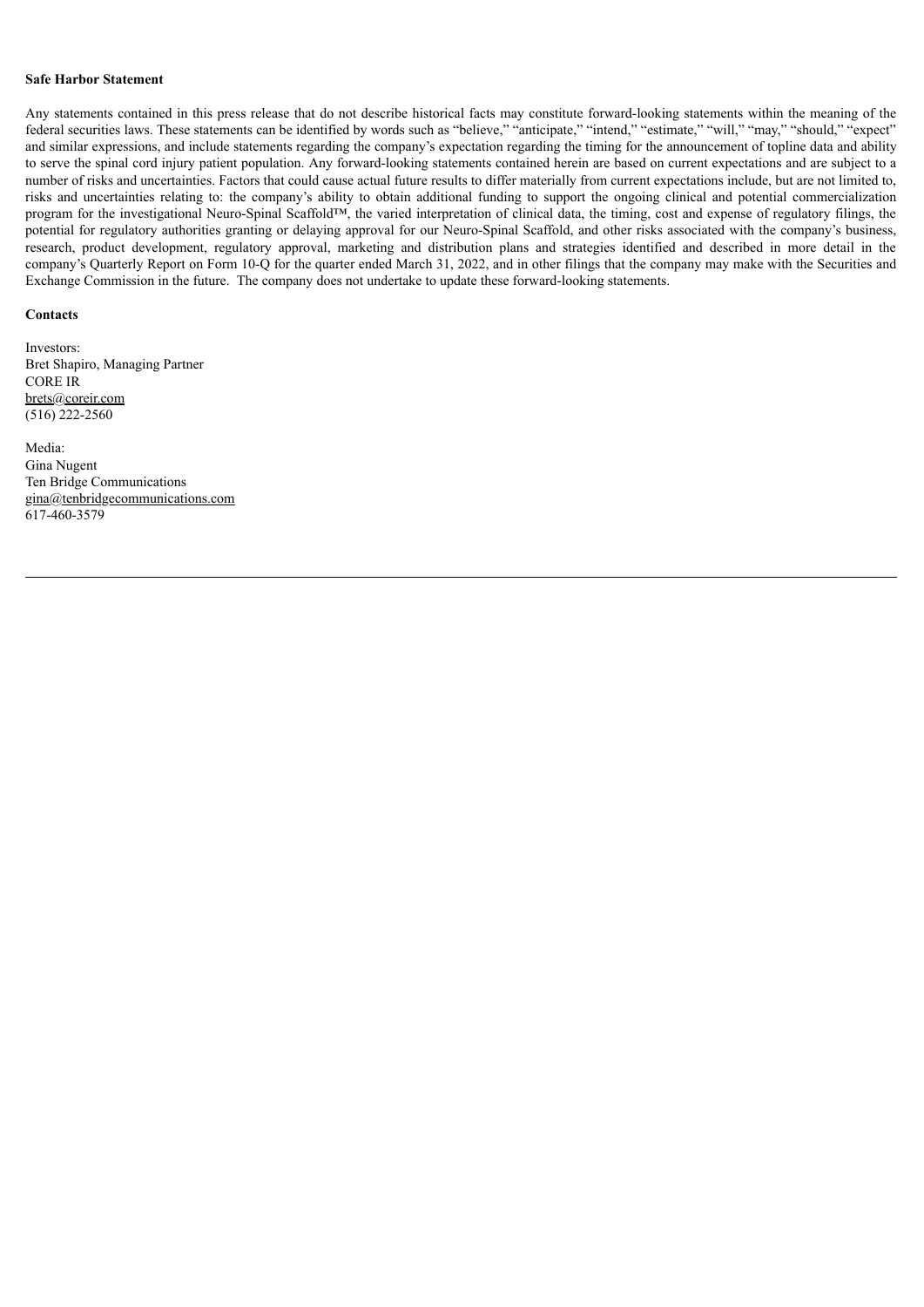**Safe Harbor Statement**

Any statements contained in this press release that do not describe historical facts may constitute forward-looking statements within the meaning of the federal securities laws. These statements can be identified by words such as "believe," "anticipate," "intend," "estimate," "will," "may," "should," "expect" and similar expressions, and include statements regarding the company's expectation regarding the timing for the announcement of topline data and ability to serve the spinal cord injury patient population. Any forward-looking statements contained herein are based on current expectations and are subject to a number of risks and uncertainties. Factors that could cause actual future results to differ materially from current expectations include, but are not limited to, risks and uncertainties relating to: the company's ability to obtain additional funding to support the ongoing clinical and potential commercialization program for the investigational Neuro-Spinal Scaffold™, the varied interpretation of clinical data, the timing, cost and expense of regulatory filings, the potential for regulatory authorities granting or delaying approval for our Neuro-Spinal Scaffold, and other risks associated with the company's business, research, product development, regulatory approval, marketing and distribution plans and strategies identified and described in more detail in the company's Quarterly Report on Form 10-Q for the quarter ended March 31, 2022, and in other filings that the company may make with the Securities and Exchange Commission in the future. The company does not undertake to update these forward-looking statements.

**Contacts**

Investors:
Bret Shapiro, Managing Partner
CORE IR
brets@coreir.com
(516) 222-2560

Media:
Gina Nugent
Ten Bridge Communications
gina@tenbridgecommunications.com
617-460-3579